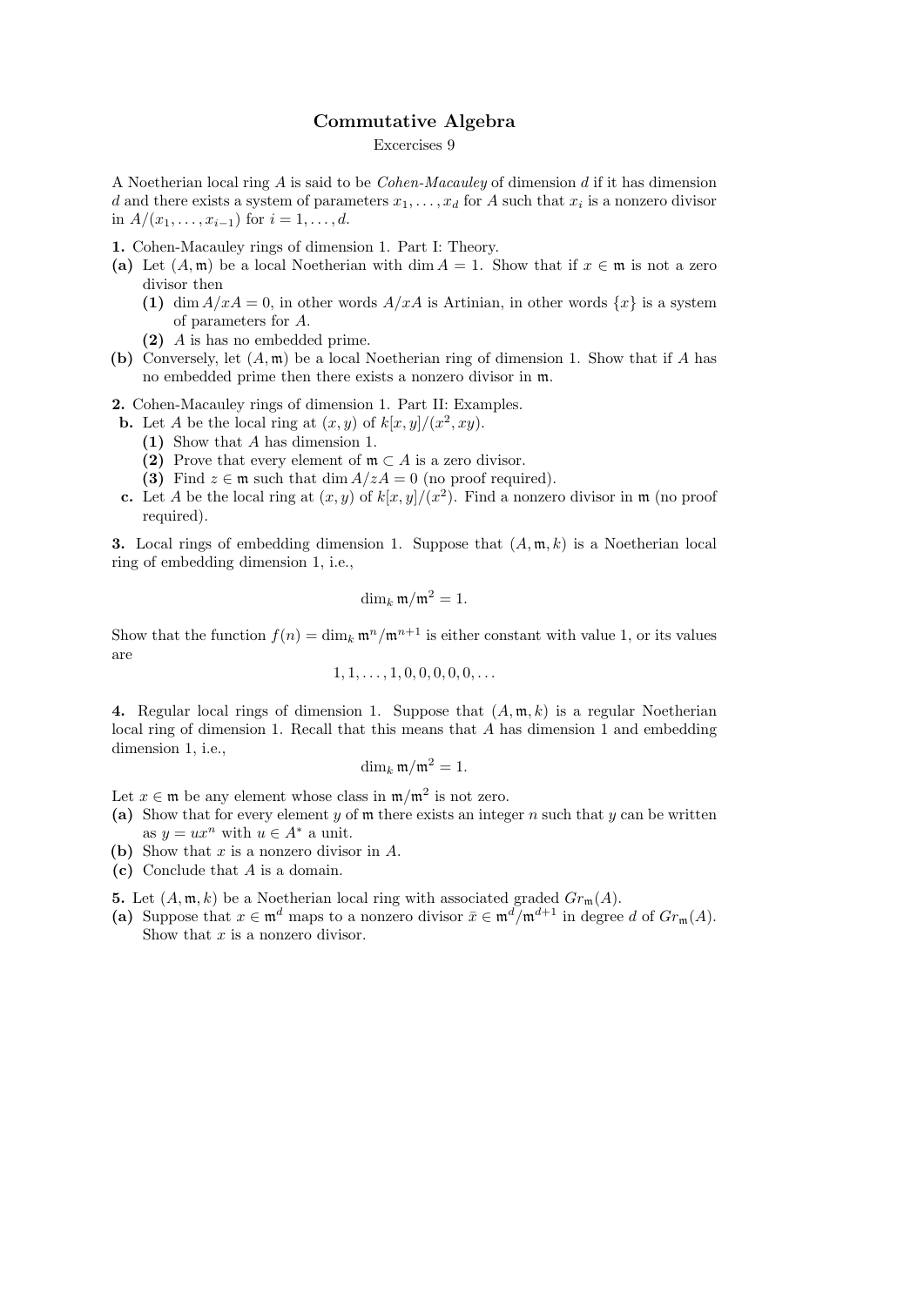# Commutative Algebra

Excercises 9

A Noetherian local ring $A$ is said to be *Cohen-Macauley* of dimension $d$ if it has dimension $d$ and there exists a system of parameters $x_1, \ldots, x_d$ for $A$ such that $x_i$ is a nonzero divisor in $A/(x_1, \ldots, x_{i-1})$ for $i = 1, \ldots, d$.

**1.** Cohen-Macauley rings of dimension 1. Part I: Theory.

**(a)** Let $(A, \mathfrak{m})$ be a local Noetherian with $\dim A = 1$. Show that if $x \in \mathfrak{m}$ is not a zero divisor then

- **(1)** $\dim A/xA = 0$, in other words $A/xA$ is Artinian, in other words $\{x\}$ is a system of parameters for $A$.
- **(2)** $A$ is has no embedded prime.

**(b)** Conversely, let $(A, \mathfrak{m})$ be a local Noetherian ring of dimension 1. Show that if $A$ has no embedded prime then there exists a nonzero divisor in $\mathfrak{m}$.

**2.** Cohen-Macauley rings of dimension 1. Part II: Examples.

**b.** Let $A$ be the local ring at $(x, y)$ of $k[x, y]/(x^2, xy)$.

- **(1)** Show that $A$ has dimension 1.
- **(2)** Prove that every element of $\mathfrak{m} \subset A$ is a zero divisor.
- **(3)** Find $z \in \mathfrak{m}$ such that $\dim A/zA = 0$ (no proof required).

**c.** Let $A$ be the local ring at $(x, y)$ of $k[x, y]/(x^2)$. Find a nonzero divisor in $\mathfrak{m}$ (no proof required).

**3.** Local rings of embedding dimension 1. Suppose that $(A, \mathfrak{m}, k)$ is a Noetherian local ring of embedding dimension 1, i.e.,

$$\dim_k \mathfrak{m}/\mathfrak{m}^2 = 1.$$

Show that the function $f(n) = \dim_k \mathfrak{m}^n/\mathfrak{m}^{n+1}$ is either constant with value 1, or its values are

$$1, 1, \ldots, 1, 0, 0, 0, 0, 0, \ldots$$

**4.** Regular local rings of dimension 1. Suppose that $(A, \mathfrak{m}, k)$ is a regular Noetherian local ring of dimension 1. Recall that this means that $A$ has dimension 1 and embedding dimension 1, i.e.,

$$\dim_k \mathfrak{m}/\mathfrak{m}^2 = 1.$$

Let $x \in \mathfrak{m}$ be any element whose class in $\mathfrak{m}/\mathfrak{m}^2$ is not zero.

**(a)** Show that for every element $y$ of $\mathfrak{m}$ there exists an integer $n$ such that $y$ can be written as $y = ux^n$ with $u \in A^*$ a unit.

**(b)** Show that $x$ is a nonzero divisor in $A$.

**(c)** Conclude that $A$ is a domain.

**5.** Let $(A, \mathfrak{m}, k)$ be a Noetherian local ring with associated graded $Gr_{\mathfrak{m}}(A)$.

**(a)** Suppose that $x \in \mathfrak{m}^d$ maps to a nonzero divisor $\bar{x} \in \mathfrak{m}^d/\mathfrak{m}^{d+1}$ in degree $d$ of $Gr_{\mathfrak{m}}(A)$. Show that $x$ is a nonzero divisor.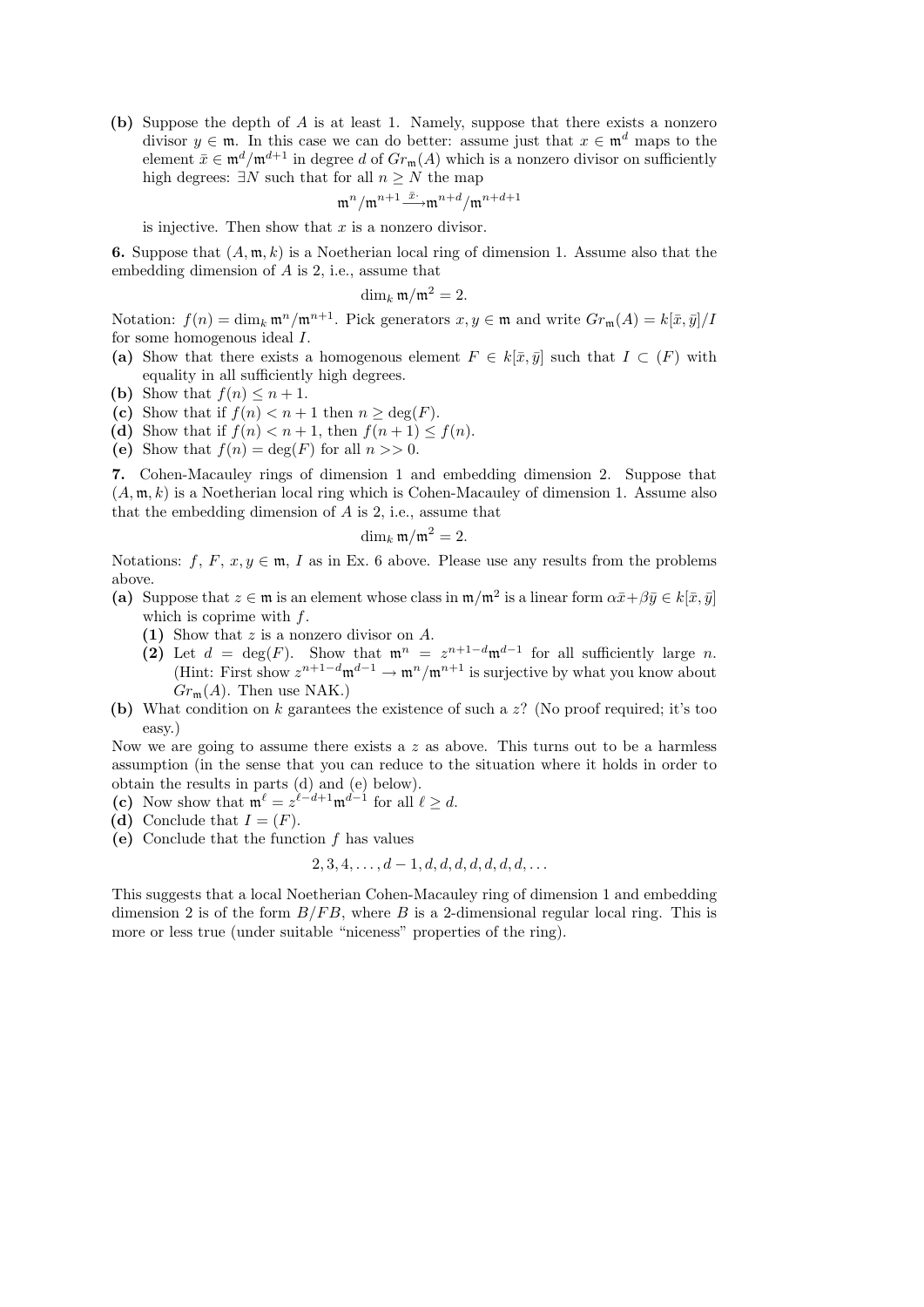**(b)** Suppose the depth of $A$ is at least 1. Namely, suppose that there exists a nonzero divisor $y \in \mathfrak{m}$. In this case we can do better: assume just that $x \in \mathfrak{m}^d$ maps to the element $\bar{x} \in \mathfrak{m}^d/\mathfrak{m}^{d+1}$ in degree $d$ of $Gr_{\mathfrak{m}}(A)$ which is a nonzero divisor on sufficiently high degrees: $\exists N$ such that for all $n \geq N$ the map

$$\mathfrak{m}^n/\mathfrak{m}^{n+1} \xrightarrow{\bar{x}\cdot} \mathfrak{m}^{n+d}/\mathfrak{m}^{n+d+1}$$

is injective. Then show that $x$ is a nonzero divisor.

**6.** Suppose that $(A, \mathfrak{m}, k)$ is a Noetherian local ring of dimension 1. Assume also that the embedding dimension of $A$ is 2, i.e., assume that

$$\dim_k \mathfrak{m}/\mathfrak{m}^2 = 2.$$

Notation: $f(n) = \dim_k \mathfrak{m}^n/\mathfrak{m}^{n+1}$. Pick generators $x, y \in \mathfrak{m}$ and write $Gr_{\mathfrak{m}}(A) = k[\bar{x}, \bar{y}]/I$ for some homogenous ideal $I$.

**(a)** Show that there exists a homogenous element $F \in k[\bar{x}, \bar{y}]$ such that $I \subset (F)$ with equality in all sufficiently high degrees.

**(b)** Show that $f(n) \leq n + 1$.

**(c)** Show that if $f(n) < n + 1$ then $n \geq \deg(F)$.

**(d)** Show that if $f(n) < n + 1$, then $f(n + 1) \leq f(n)$.

**(e)** Show that $f(n) = \deg(F)$ for all $n >> 0$.

**7.** Cohen-Macauley rings of dimension 1 and embedding dimension 2. Suppose that $(A, \mathfrak{m}, k)$ is a Noetherian local ring which is Cohen-Macauley of dimension 1. Assume also that the embedding dimension of $A$ is 2, i.e., assume that

$$\dim_k \mathfrak{m}/\mathfrak{m}^2 = 2.$$

Notations: $f$, $F$, $x, y \in \mathfrak{m}$, $I$ as in Ex. 6 above. Please use any results from the problems above.

**(a)** Suppose that $z \in \mathfrak{m}$ is an element whose class in $\mathfrak{m}/\mathfrak{m}^2$ is a linear form $\alpha\bar{x} + \beta\bar{y} \in k[\bar{x}, \bar{y}]$ which is coprime with $f$.

  **(1)** Show that $z$ is a nonzero divisor on $A$.

  **(2)** Let $d = \deg(F)$. Show that $\mathfrak{m}^n = z^{n+1-d}\mathfrak{m}^{d-1}$ for all sufficiently large $n$. (Hint: First show $z^{n+1-d}\mathfrak{m}^{d-1} \to \mathfrak{m}^n/\mathfrak{m}^{n+1}$ is surjective by what you know about $Gr_{\mathfrak{m}}(A)$. Then use NAK.)

**(b)** What condition on $k$ garantees the existence of such a $z$? (No proof required; it's too easy.)

Now we are going to assume there exists a $z$ as above. This turns out to be a harmless assumption (in the sense that you can reduce to the situation where it holds in order to obtain the results in parts (d) and (e) below).

**(c)** Now show that $\mathfrak{m}^\ell = z^{\ell-d+1}\mathfrak{m}^{d-1}$ for all $\ell \geq d$.

**(d)** Conclude that $I = (F)$.

**(e)** Conclude that the function $f$ has values

$$2, 3, 4, \ldots, d-1, d, d, d, d, d, d, d, \ldots$$

This suggests that a local Noetherian Cohen-Macauley ring of dimension 1 and embedding dimension 2 is of the form $B/FB$, where $B$ is a 2-dimensional regular local ring. This is more or less true (under suitable "niceness" properties of the ring).